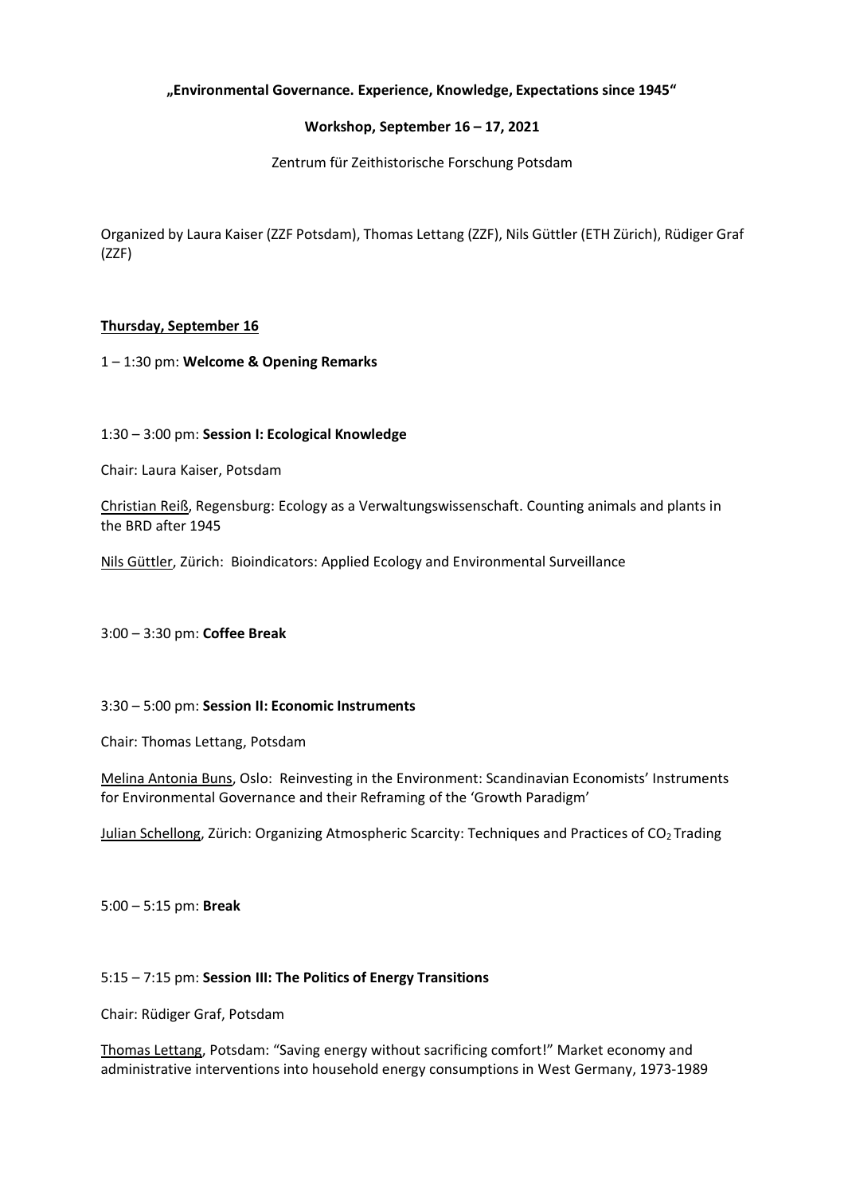**„Environmental Governance. Experience, Knowledge, Expectations since 1945"**

**Workshop, September 16 – 17, 2021**

Zentrum für Zeithistorische Forschung Potsdam

Organized by Laura Kaiser (ZZF Potsdam), Thomas Lettang (ZZF), Nils Güttler (ETH Zürich), Rüdiger Graf (ZZF)

## Thursday, September 16

1 – 1:30 pm: **Welcome & Opening Remarks**

1:30 – 3:00 pm: **Session I: Ecological Knowledge**

Chair: Laura Kaiser, Potsdam

Christian Reiß, Regensburg: Ecology as a Verwaltungswissenschaft. Counting animals and plants in the BRD after 1945

Nils Güttler, Zürich: Bioindicators: Applied Ecology and Environmental Surveillance

3:00 – 3:30 pm: **Coffee Break**

3:30 – 5:00 pm: **Session II: Economic Instruments**

Chair: Thomas Lettang, Potsdam

Melina Antonia Buns, Oslo: Reinvesting in the Environment: Scandinavian Economists' Instruments for Environmental Governance and their Reframing of the 'Growth Paradigm'

Julian Schellong, Zürich: Organizing Atmospheric Scarcity: Techniques and Practices of $CO_2$ Trading

5:00 – 5:15 pm: **Break**

5:15 – 7:15 pm: **Session III: The Politics of Energy Transitions**

Chair: Rüdiger Graf, Potsdam

Thomas Lettang, Potsdam: "Saving energy without sacrificing comfort!" Market economy and administrative interventions into household energy consumptions in West Germany, 1973-1989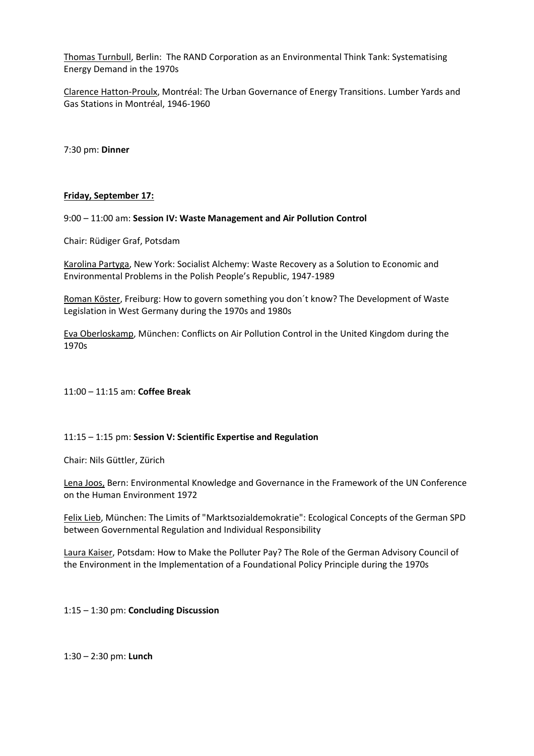Thomas Turnbull, Berlin: The RAND Corporation as an Environmental Think Tank: Systematising Energy Demand in the 1970s

Clarence Hatton-Proulx, Montréal: The Urban Governance of Energy Transitions. Lumber Yards and Gas Stations in Montréal, 1946-1960

7:30 pm: **Dinner**

**Friday, September 17:**

9:00 – 11:00 am: **Session IV: Waste Management and Air Pollution Control**

Chair: Rüdiger Graf, Potsdam

Karolina Partyga, New York: Socialist Alchemy: Waste Recovery as a Solution to Economic and Environmental Problems in the Polish People's Republic, 1947-1989

Roman Köster, Freiburg: How to govern something you don´t know? The Development of Waste Legislation in West Germany during the 1970s and 1980s

Eva Oberloskamp, München: Conflicts on Air Pollution Control in the United Kingdom during the 1970s

11:00 – 11:15 am: **Coffee Break**

11:15 – 1:15 pm: **Session V: Scientific Expertise and Regulation**

Chair: Nils Güttler, Zürich

Lena Joos, Bern: Environmental Knowledge and Governance in the Framework of the UN Conference on the Human Environment 1972

Felix Lieb, München: The Limits of "Marktsozialdemokratie": Ecological Concepts of the German SPD between Governmental Regulation and Individual Responsibility

Laura Kaiser, Potsdam: How to Make the Polluter Pay? The Role of the German Advisory Council of the Environment in the Implementation of a Foundational Policy Principle during the 1970s

1:15 – 1:30 pm: **Concluding Discussion**

1:30 – 2:30 pm: **Lunch**